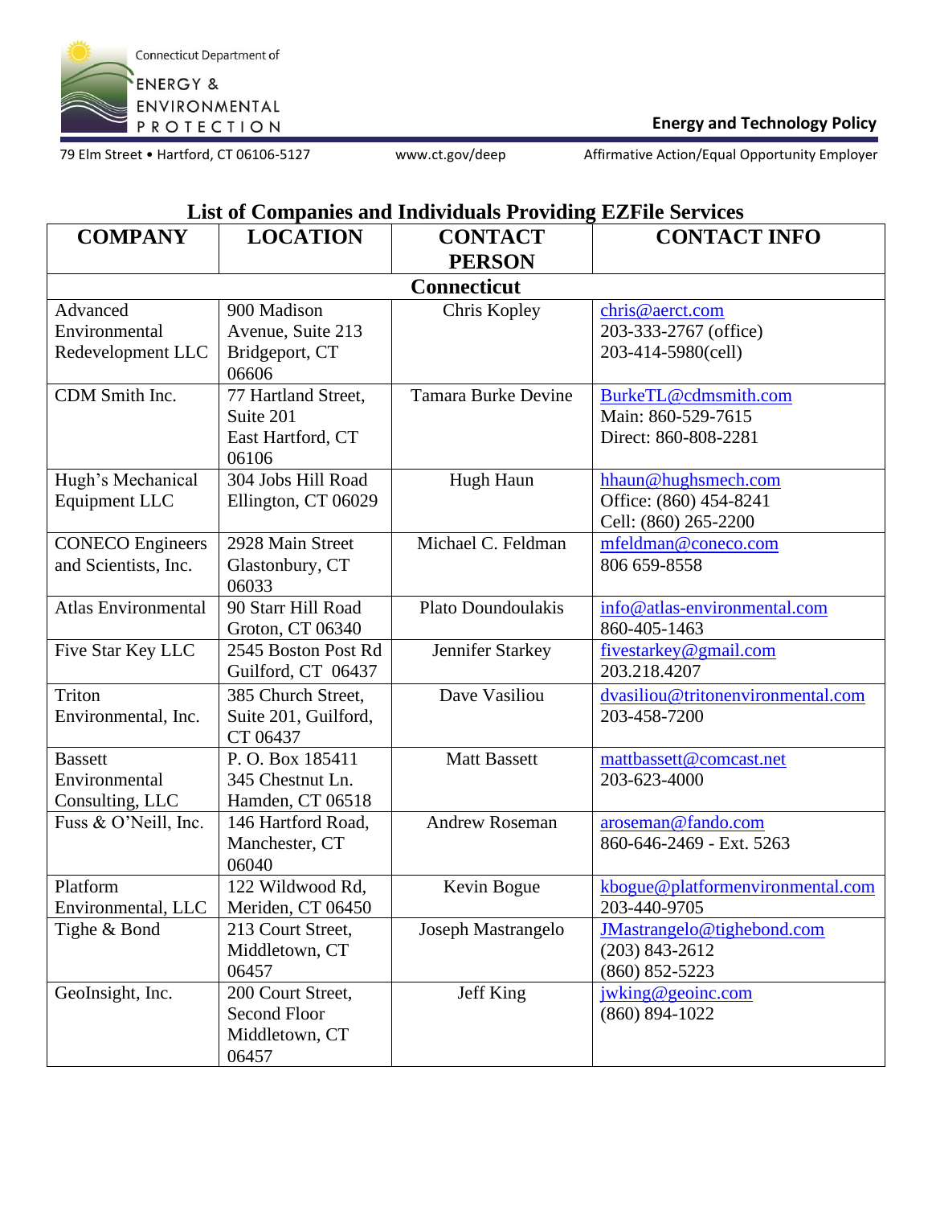Connecticut Department of ENERGY & ENVIRONMENTAL PROTECTION

**Energy and Technology Policy**

79 Elm Street • Hartford, CT 06106-5127 www.ct.gov/deep Affirmative Action/Equal Opportunity Employer

## List of Companies and Individuals Providing EZFile Services

| COMPANY | LOCATION | CONTACT PERSON | CONTACT INFO |
|---|---|---|---|
| **Connecticut** | | | |
| Advanced Environmental Redevelopment LLC | 900 Madison Avenue, Suite 213 Bridgeport, CT 06606 | Chris Kopley | chris@aerct.com<br>203-333-2767 (office)<br>203-414-5980(cell) |
| CDM Smith Inc. | 77 Hartland Street, Suite 201<br>East Hartford, CT 06106 | Tamara Burke Devine | BurkeTL@cdmsmith.com<br>Main: 860-529-7615<br>Direct: 860-808-2281 |
| Hugh's Mechanical Equipment LLC | 304 Jobs Hill Road Ellington, CT 06029 | Hugh Haun | hhaun@hughsmech.com<br>Office: (860) 454-8241<br>Cell: (860) 265-2200 |
| CONECO Engineers and Scientists, Inc. | 2928 Main Street Glastonbury, CT 06033 | Michael C. Feldman | mfeldman@coneco.com<br>806 659-8558 |
| Atlas Environmental | 90 Starr Hill Road Groton, CT 06340 | Plato Doundoulakis | info@atlas-environmental.com<br>860-405-1463 |
| Five Star Key LLC | 2545 Boston Post Rd Guilford, CT 06437 | Jennifer Starkey | fivestarkey@gmail.com<br>203.218.4207 |
| Triton Environmental, Inc. | 385 Church Street, Suite 201, Guilford, CT 06437 | Dave Vasiliou | dvasiliou@tritonenvironmental.com<br>203-458-7200 |
| Bassett Environmental Consulting, LLC | P. O. Box 185411<br>345 Chestnut Ln.<br>Hamden, CT 06518 | Matt Bassett | mattbassett@comcast.net<br>203-623-4000 |
| Fuss & O'Neill, Inc. | 146 Hartford Road, Manchester, CT 06040 | Andrew Roseman | aroseman@fando.com<br>860-646-2469 - Ext. 5263 |
| Platform Environmental, LLC | 122 Wildwood Rd, Meriden, CT 06450 | Kevin Bogue | kbogue@platformenvironmental.com<br>203-440-9705 |
| Tighe & Bond | 213 Court Street, Middletown, CT 06457 | Joseph Mastrangelo | JMastrangelo@tighebond.com<br>(203) 843-2612<br>(860) 852-5223 |
| GeoInsight, Inc. | 200 Court Street, Second Floor<br>Middletown, CT 06457 | Jeff King | jwking@geoinc.com<br>(860) 894-1022 |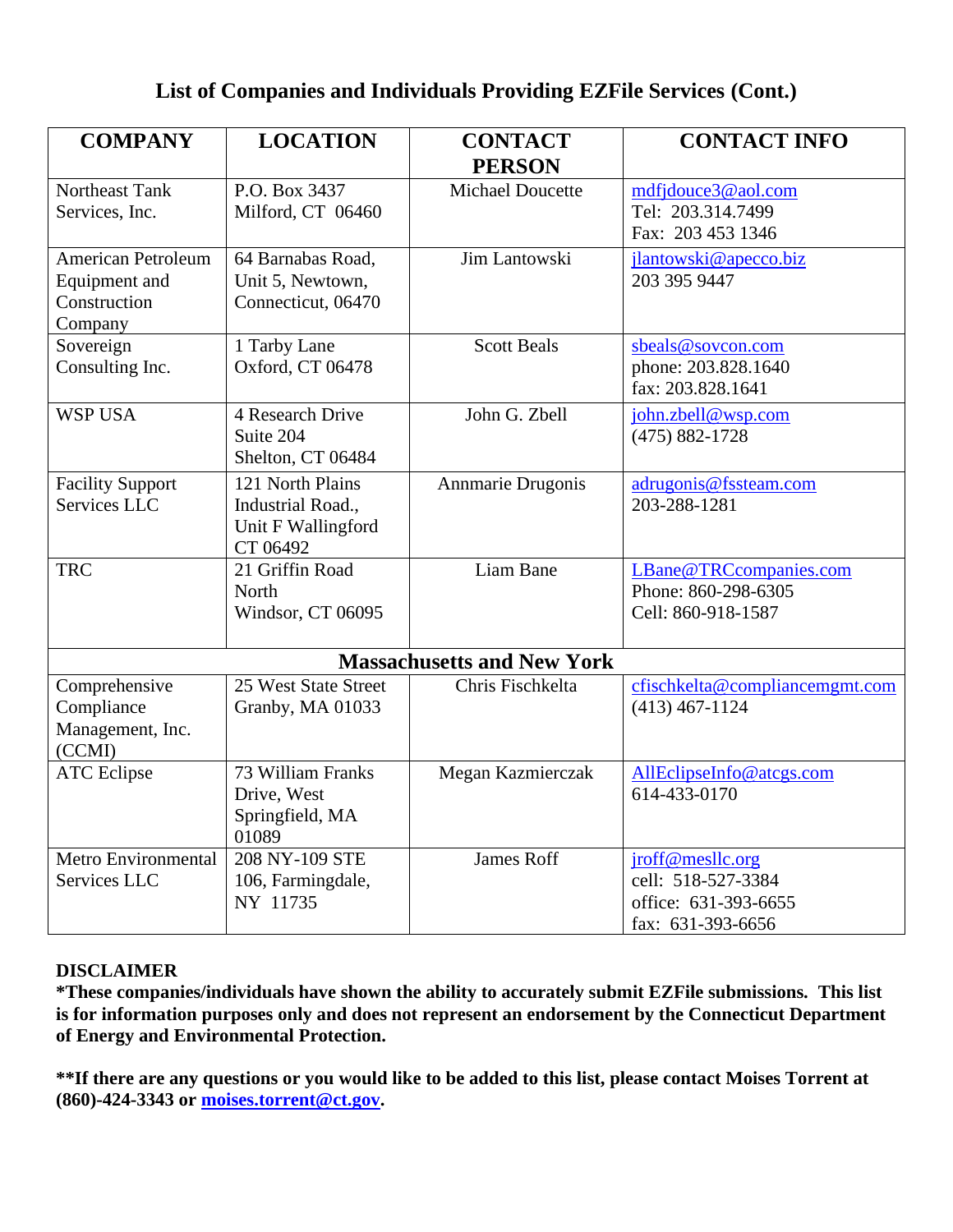## List of Companies and Individuals Providing EZFile Services (Cont.)

| COMPANY | LOCATION | CONTACT PERSON | CONTACT INFO |
|---|---|---|---|
| Northeast Tank Services, Inc. | P.O. Box 3437 Milford, CT 06460 | Michael Doucette | mdfjdouce3@aol.com Tel: 203.314.7499 Fax: 203 453 1346 |
| American Petroleum Equipment and Construction Company | 64 Barnabas Road, Unit 5, Newtown, Connecticut, 06470 | Jim Lantowski | jlantowski@apecco.biz 203 395 9447 |
| Sovereign Consulting Inc. | 1 Tarby Lane Oxford, CT 06478 | Scott Beals | sbeals@sovcon.com phone: 203.828.1640 fax: 203.828.1641 |
| WSP USA | 4 Research Drive Suite 204 Shelton, CT 06484 | John G. Zbell | john.zbell@wsp.com (475) 882-1728 |
| Facility Support Services LLC | 121 North Plains Industrial Road., Unit F Wallingford CT 06492 | Annmarie Drugonis | adrugonis@fssteam.com 203-288-1281 |
| TRC | 21 Griffin Road North Windsor, CT 06095 | Liam Bane | LBane@TRCcompanies.com Phone: 860-298-6305 Cell: 860-918-1587 |
| **Massachusetts and New York** | | | |
| Comprehensive Compliance Management, Inc. (CCMI) | 25 West State Street Granby, MA 01033 | Chris Fischkelta | cfischkelta@compliancemgmt.com (413) 467-1124 |
| ATC Eclipse | 73 William Franks Drive, West Springfield, MA 01089 | Megan Kazmierczak | AllEclipseInfo@atcgs.com 614-433-0170 |
| Metro Environmental Services LLC | 208 NY-109 STE 106, Farmingdale, NY 11735 | James Roff | jroff@mesllc.org cell: 518-527-3384 office: 631-393-6655 fax: 631-393-6656 |

**DISCLAIMER**

***These companies/individuals have shown the ability to accurately submit EZFile submissions. This list is for information purposes only and does not represent an endorsement by the Connecticut Department of Energy and Environmental Protection.**

****If there are any questions or you would like to be added to this list, please contact Moises Torrent at (860)-424-3343 or moises.torrent@ct.gov.**